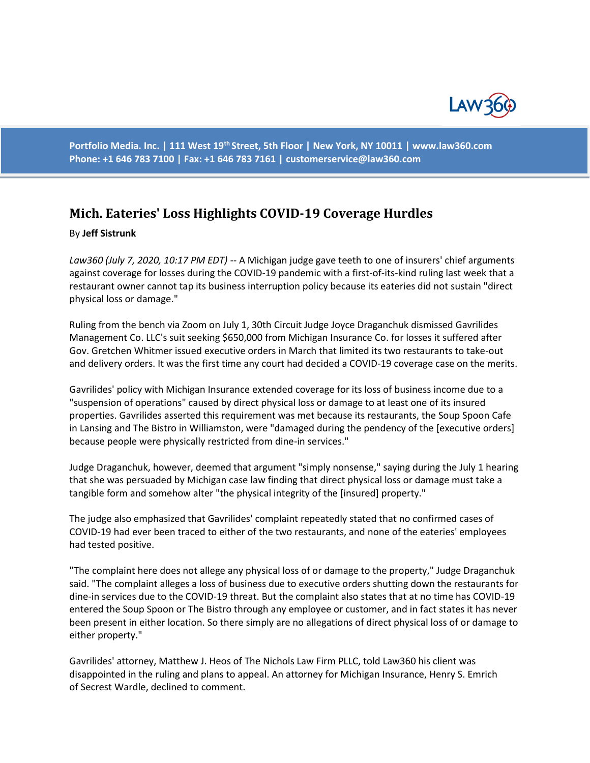Portfolio Media. Inc. | 111 West 19th Street, 5th Floor | New York, NY 10011 | www.law360.com
Phone: +1 646 783 7100 | Fax: +1 646 783 7161 | customerservice@law360.com

# Mich. Eateries' Loss Highlights COVID-19 Coverage Hurdles

By **Jeff Sistrunk**

*Law360 (July 7, 2020, 10:17 PM EDT)* -- A Michigan judge gave teeth to one of insurers' chief arguments against coverage for losses during the COVID-19 pandemic with a first-of-its-kind ruling last week that a restaurant owner cannot tap its business interruption policy because its eateries did not sustain "direct physical loss or damage."

Ruling from the bench via Zoom on July 1, 30th Circuit Judge Joyce Draganchuk dismissed Gavrilides Management Co. LLC's suit seeking $650,000 from Michigan Insurance Co. for losses it suffered after Gov. Gretchen Whitmer issued executive orders in March that limited its two restaurants to take-out and delivery orders. It was the first time any court had decided a COVID-19 coverage case on the merits.

Gavrilides' policy with Michigan Insurance extended coverage for its loss of business income due to a "suspension of operations" caused by direct physical loss or damage to at least one of its insured properties. Gavrilides asserted this requirement was met because its restaurants, the Soup Spoon Cafe in Lansing and The Bistro in Williamston, were "damaged during the pendency of the [executive orders] because people were physically restricted from dine-in services."

Judge Draganchuk, however, deemed that argument "simply nonsense," saying during the July 1 hearing that she was persuaded by Michigan case law finding that direct physical loss or damage must take a tangible form and somehow alter "the physical integrity of the [insured] property."

The judge also emphasized that Gavrilides' complaint repeatedly stated that no confirmed cases of COVID-19 had ever been traced to either of the two restaurants, and none of the eateries' employees had tested positive.

"The complaint here does not allege any physical loss of or damage to the property," Judge Draganchuk said. "The complaint alleges a loss of business due to executive orders shutting down the restaurants for dine-in services due to the COVID-19 threat. But the complaint also states that at no time has COVID-19 entered the Soup Spoon or The Bistro through any employee or customer, and in fact states it has never been present in either location. So there simply are no allegations of direct physical loss of or damage to either property."

Gavrilides' attorney, Matthew J. Heos of The Nichols Law Firm PLLC, told Law360 his client was disappointed in the ruling and plans to appeal. An attorney for Michigan Insurance, Henry S. Emrich of Secrest Wardle, declined to comment.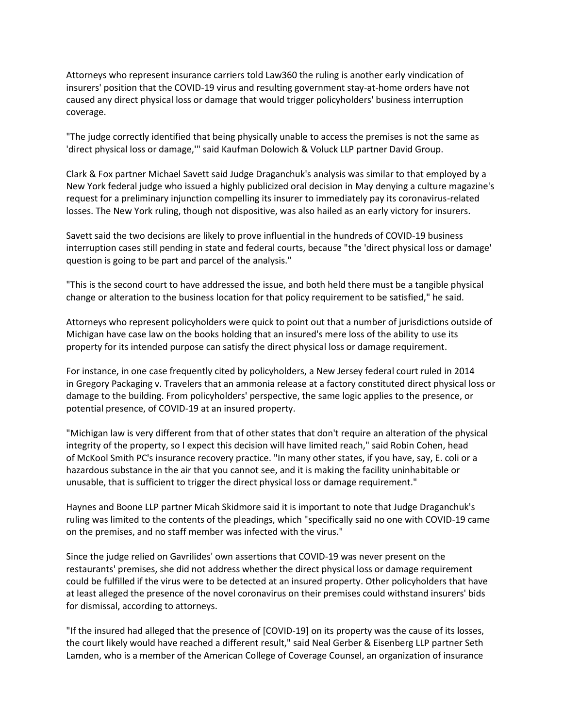Attorneys who represent insurance carriers told Law360 the ruling is another early vindication of insurers' position that the COVID-19 virus and resulting government stay-at-home orders have not caused any direct physical loss or damage that would trigger policyholders' business interruption coverage.

"The judge correctly identified that being physically unable to access the premises is not the same as 'direct physical loss or damage,'" said Kaufman Dolowich & Voluck LLP partner David Group.

Clark & Fox partner Michael Savett said Judge Draganchuk's analysis was similar to that employed by a New York federal judge who issued a highly publicized oral decision in May denying a culture magazine's request for a preliminary injunction compelling its insurer to immediately pay its coronavirus-related losses. The New York ruling, though not dispositive, was also hailed as an early victory for insurers.

Savett said the two decisions are likely to prove influential in the hundreds of COVID-19 business interruption cases still pending in state and federal courts, because "the 'direct physical loss or damage' question is going to be part and parcel of the analysis."

"This is the second court to have addressed the issue, and both held there must be a tangible physical change or alteration to the business location for that policy requirement to be satisfied," he said.

Attorneys who represent policyholders were quick to point out that a number of jurisdictions outside of Michigan have case law on the books holding that an insured's mere loss of the ability to use its property for its intended purpose can satisfy the direct physical loss or damage requirement.

For instance, in one case frequently cited by policyholders, a New Jersey federal court ruled in 2014 in Gregory Packaging v. Travelers that an ammonia release at a factory constituted direct physical loss or damage to the building. From policyholders' perspective, the same logic applies to the presence, or potential presence, of COVID-19 at an insured property.

"Michigan law is very different from that of other states that don't require an alteration of the physical integrity of the property, so I expect this decision will have limited reach," said Robin Cohen, head of McKool Smith PC's insurance recovery practice. "In many other states, if you have, say, E. coli or a hazardous substance in the air that you cannot see, and it is making the facility uninhabitable or unusable, that is sufficient to trigger the direct physical loss or damage requirement."

Haynes and Boone LLP partner Micah Skidmore said it is important to note that Judge Draganchuk's ruling was limited to the contents of the pleadings, which "specifically said no one with COVID-19 came on the premises, and no staff member was infected with the virus."

Since the judge relied on Gavrilides' own assertions that COVID-19 was never present on the restaurants' premises, she did not address whether the direct physical loss or damage requirement could be fulfilled if the virus were to be detected at an insured property. Other policyholders that have at least alleged the presence of the novel coronavirus on their premises could withstand insurers' bids for dismissal, according to attorneys.

"If the insured had alleged that the presence of [COVID-19] on its property was the cause of its losses, the court likely would have reached a different result," said Neal Gerber & Eisenberg LLP partner Seth Lamden, who is a member of the American College of Coverage Counsel, an organization of insurance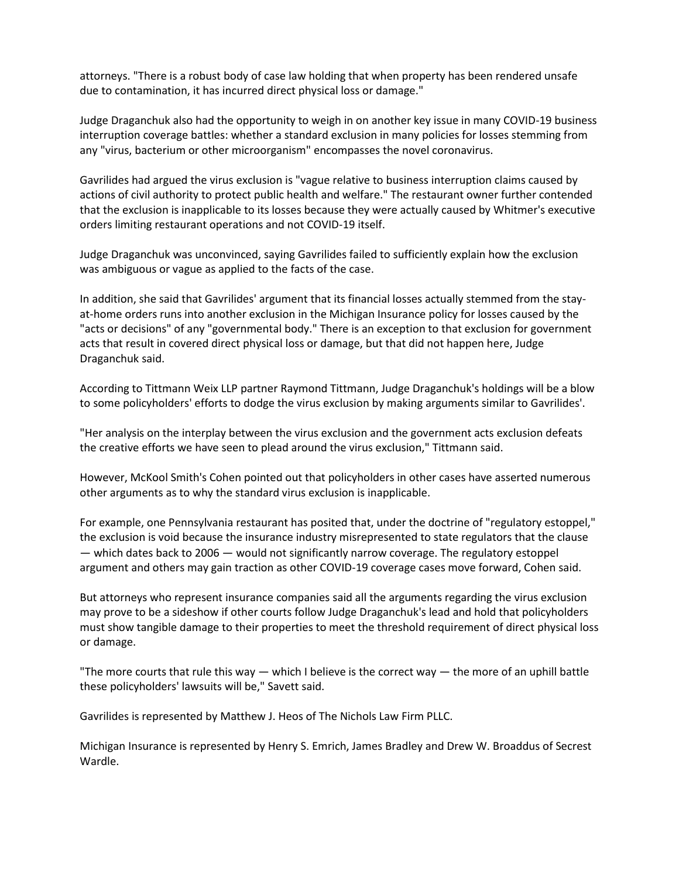attorneys. "There is a robust body of case law holding that when property has been rendered unsafe due to contamination, it has incurred direct physical loss or damage."

Judge Draganchuk also had the opportunity to weigh in on another key issue in many COVID-19 business interruption coverage battles: whether a standard exclusion in many policies for losses stemming from any "virus, bacterium or other microorganism" encompasses the novel coronavirus.

Gavrilides had argued the virus exclusion is "vague relative to business interruption claims caused by actions of civil authority to protect public health and welfare." The restaurant owner further contended that the exclusion is inapplicable to its losses because they were actually caused by Whitmer's executive orders limiting restaurant operations and not COVID-19 itself.

Judge Draganchuk was unconvinced, saying Gavrilides failed to sufficiently explain how the exclusion was ambiguous or vague as applied to the facts of the case.

In addition, she said that Gavrilides' argument that its financial losses actually stemmed from the stay-at-home orders runs into another exclusion in the Michigan Insurance policy for losses caused by the "acts or decisions" of any "governmental body." There is an exception to that exclusion for government acts that result in covered direct physical loss or damage, but that did not happen here, Judge Draganchuk said.

According to Tittmann Weix LLP partner Raymond Tittmann, Judge Draganchuk's holdings will be a blow to some policyholders' efforts to dodge the virus exclusion by making arguments similar to Gavrilides'.

"Her analysis on the interplay between the virus exclusion and the government acts exclusion defeats the creative efforts we have seen to plead around the virus exclusion," Tittmann said.

However, McKool Smith's Cohen pointed out that policyholders in other cases have asserted numerous other arguments as to why the standard virus exclusion is inapplicable.

For example, one Pennsylvania restaurant has posited that, under the doctrine of "regulatory estoppel," the exclusion is void because the insurance industry misrepresented to state regulators that the clause — which dates back to 2006 — would not significantly narrow coverage. The regulatory estoppel argument and others may gain traction as other COVID-19 coverage cases move forward, Cohen said.

But attorneys who represent insurance companies said all the arguments regarding the virus exclusion may prove to be a sideshow if other courts follow Judge Draganchuk's lead and hold that policyholders must show tangible damage to their properties to meet the threshold requirement of direct physical loss or damage.

"The more courts that rule this way — which I believe is the correct way — the more of an uphill battle these policyholders' lawsuits will be," Savett said.

Gavrilides is represented by Matthew J. Heos of The Nichols Law Firm PLLC.

Michigan Insurance is represented by Henry S. Emrich, James Bradley and Drew W. Broaddus of Secrest Wardle.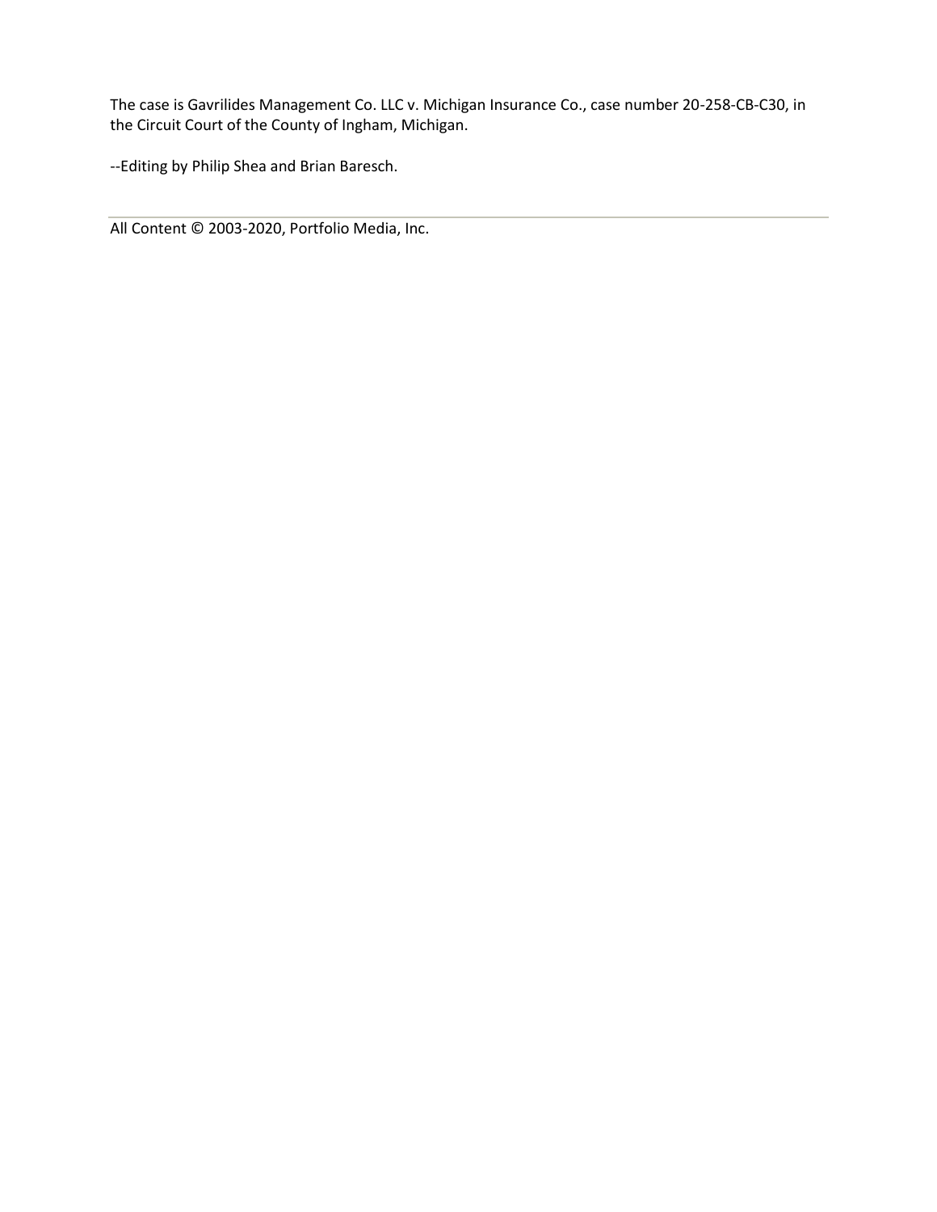The case is Gavrilides Management Co. LLC v. Michigan Insurance Co., case number 20-258-CB-C30, in the Circuit Court of the County of Ingham, Michigan.

--Editing by Philip Shea and Brian Baresch.

---

All Content © 2003-2020, Portfolio Media, Inc.